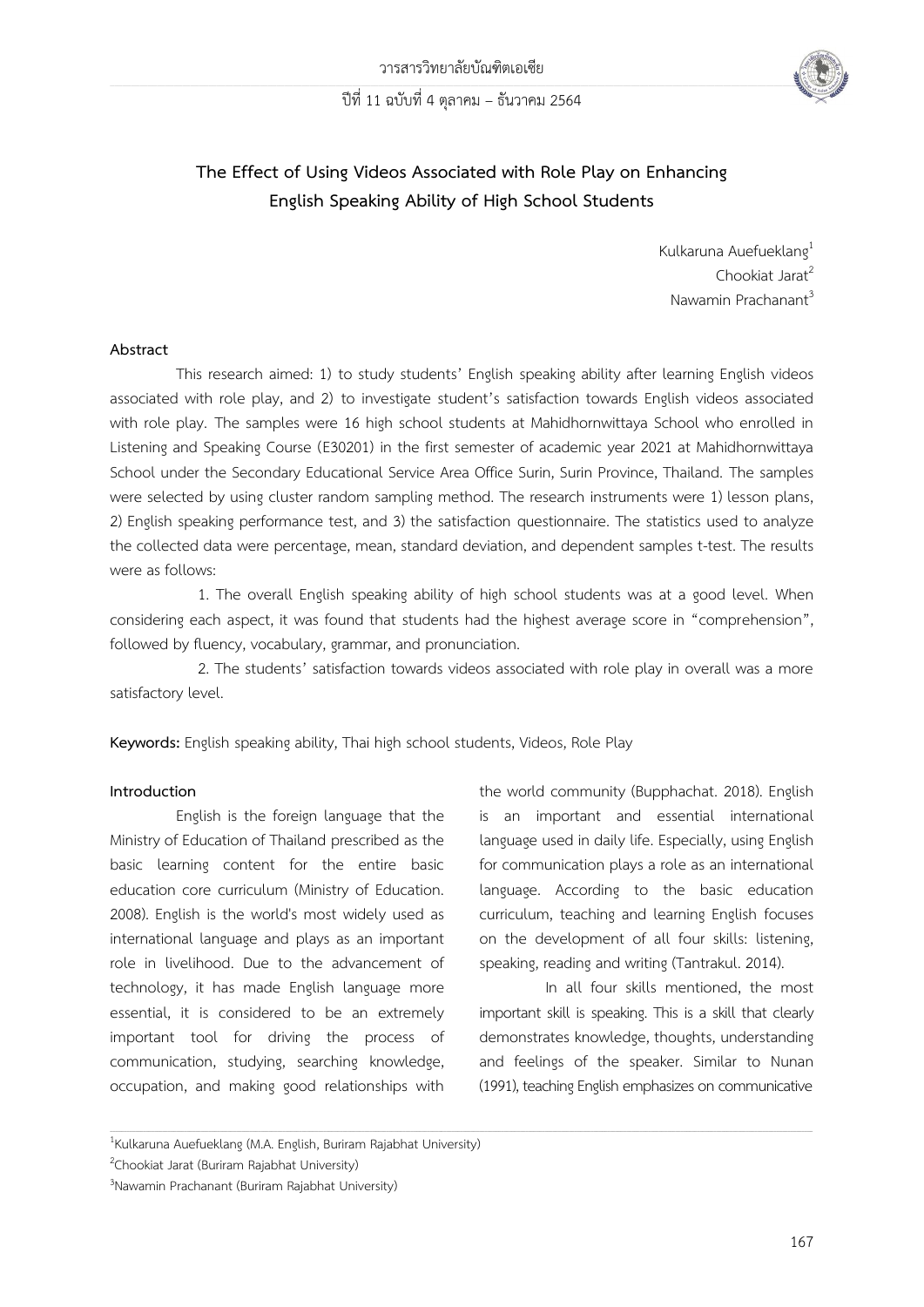# The Effect of Using Videos Associated with Role Play on Enhancing English Speaking Ability of High School Students

Kulkaruna Auefueklang[1]
Chookiat Jarat[2]
Nawamin Prachanant[3]

## Abstract

This research aimed: 1) to study students' English speaking ability after learning English videos associated with role play, and 2) to investigate student's satisfaction towards English videos associated with role play. The samples were 16 high school students at Mahidhornwittaya School who enrolled in Listening and Speaking Course (E30201) in the first semester of academic year 2021 at Mahidhornwittaya School under the Secondary Educational Service Area Office Surin, Surin Province, Thailand. The samples were selected by using cluster random sampling method. The research instruments were 1) lesson plans, 2) English speaking performance test, and 3) the satisfaction questionnaire. The statistics used to analyze the collected data were percentage, mean, standard deviation, and dependent samples t-test. The results were as follows:

1. The overall English speaking ability of high school students was at a good level. When considering each aspect, it was found that students had the highest average score in "comprehension", followed by fluency, vocabulary, grammar, and pronunciation.

2. The students' satisfaction towards videos associated with role play in overall was a more satisfactory level.

**Keywords:** English speaking ability, Thai high school students, Videos, Role Play

## Introduction

English is the foreign language that the Ministry of Education of Thailand prescribed as the basic learning content for the entire basic education core curriculum (Ministry of Education. 2008). English is the world's most widely used as international language and plays as an important role in livelihood. Due to the advancement of technology, it has made English language more essential, it is considered to be an extremely important tool for driving the process of communication, studying, searching knowledge, occupation, and making good relationships with the world community (Bupphachat. 2018). English is an important and essential international language used in daily life. Especially, using English for communication plays a role as an international language. According to the basic education curriculum, teaching and learning English focuses on the development of all four skills: listening, speaking, reading and writing (Tantrakul. 2014).

In all four skills mentioned, the most important skill is speaking. This is a skill that clearly demonstrates knowledge, thoughts, understanding and feelings of the speaker. Similar to Nunan (1991), teaching English emphasizes on communicative

---

[1]Kulkaruna Auefueklang (M.A. English, Buriram Rajabhat University)

[2]Chookiat Jarat (Buriram Rajabhat University)

[3]Nawamin Prachanant (Buriram Rajabhat University)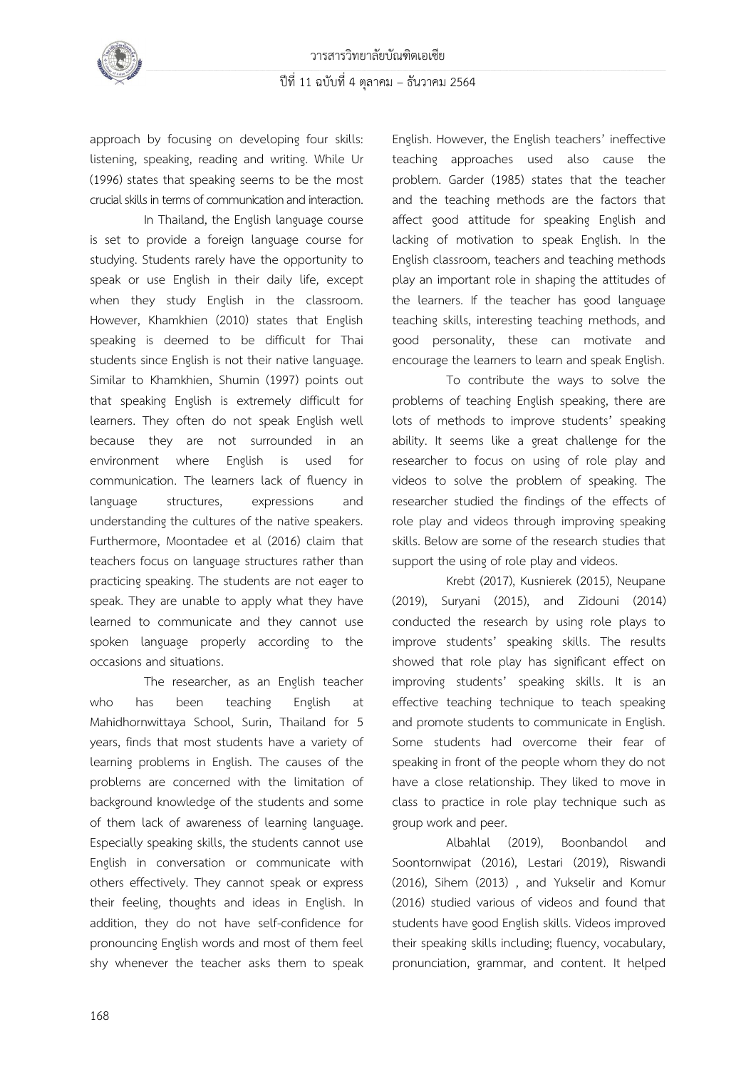approach by focusing on developing four skills: listening, speaking, reading and writing. While Ur (1996) states that speaking seems to be the most crucial skills in terms of communication and interaction.

In Thailand, the English language course is set to provide a foreign language course for studying. Students rarely have the opportunity to speak or use English in their daily life, except when they study English in the classroom. However, Khamkhien (2010) states that English speaking is deemed to be difficult for Thai students since English is not their native language. Similar to Khamkhien, Shumin (1997) points out that speaking English is extremely difficult for learners. They often do not speak English well because they are not surrounded in an environment where English is used for communication. The learners lack of fluency in language structures, expressions and understanding the cultures of the native speakers. Furthermore, Moontadee et al (2016) claim that teachers focus on language structures rather than practicing speaking. The students are not eager to speak. They are unable to apply what they have learned to communicate and they cannot use spoken language properly according to the occasions and situations.

The researcher, as an English teacher who has been teaching English at Mahidhornwittaya School, Surin, Thailand for 5 years, finds that most students have a variety of learning problems in English. The causes of the problems are concerned with the limitation of background knowledge of the students and some of them lack of awareness of learning language. Especially speaking skills, the students cannot use English in conversation or communicate with others effectively. They cannot speak or express their feeling, thoughts and ideas in English. In addition, they do not have self-confidence for pronouncing English words and most of them feel shy whenever the teacher asks them to speak English. However, the English teachers' ineffective teaching approaches used also cause the problem. Garder (1985) states that the teacher and the teaching methods are the factors that affect good attitude for speaking English and lacking of motivation to speak English. In the English classroom, teachers and teaching methods play an important role in shaping the attitudes of the learners. If the teacher has good language teaching skills, interesting teaching methods, and good personality, these can motivate and encourage the learners to learn and speak English.

To contribute the ways to solve the problems of teaching English speaking, there are lots of methods to improve students' speaking ability. It seems like a great challenge for the researcher to focus on using of role play and videos to solve the problem of speaking. The researcher studied the findings of the effects of role play and videos through improving speaking skills. Below are some of the research studies that support the using of role play and videos.

Krebt (2017), Kusnierek (2015), Neupane (2019), Suryani (2015), and Zidouni (2014) conducted the research by using role plays to improve students' speaking skills. The results showed that role play has significant effect on improving students' speaking skills. It is an effective teaching technique to teach speaking and promote students to communicate in English. Some students had overcome their fear of speaking in front of the people whom they do not have a close relationship. They liked to move in class to practice in role play technique such as group work and peer.

Albahlal (2019), Boonbandol and Soontornwipat (2016), Lestari (2019), Riswandi (2016), Sihem (2013) , and Yukselir and Komur (2016) studied various of videos and found that students have good English skills. Videos improved their speaking skills including; fluency, vocabulary, pronunciation, grammar, and content. It helped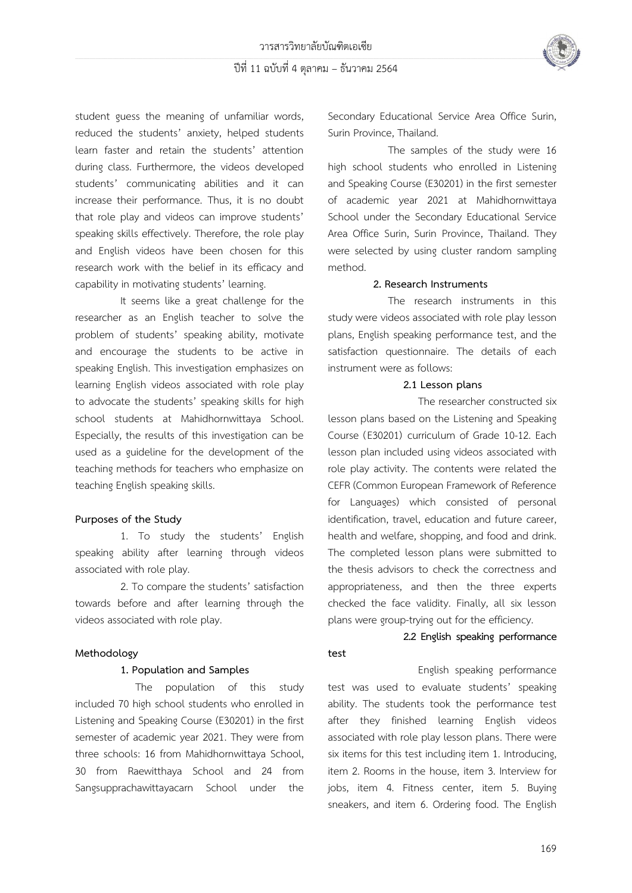student guess the meaning of unfamiliar words, reduced the students' anxiety, helped students learn faster and retain the students' attention during class. Furthermore, the videos developed students' communicating abilities and it can increase their performance. Thus, it is no doubt that role play and videos can improve students' speaking skills effectively. Therefore, the role play and English videos have been chosen for this research work with the belief in its efficacy and capability in motivating students' learning.

It seems like a great challenge for the researcher as an English teacher to solve the problem of students' speaking ability, motivate and encourage the students to be active in speaking English. This investigation emphasizes on learning English videos associated with role play to advocate the students' speaking skills for high school students at Mahidhornwittaya School. Especially, the results of this investigation can be used as a guideline for the development of the teaching methods for teachers who emphasize on teaching English speaking skills.

## Purposes of the Study

1. To study the students' English speaking ability after learning through videos associated with role play.

2. To compare the students' satisfaction towards before and after learning through the videos associated with role play.

## Methodology

### 1. Population and Samples

The population of this study included 70 high school students who enrolled in Listening and Speaking Course (E30201) in the first semester of academic year 2021. They were from three schools: 16 from Mahidhornwittaya School, 30 from Raewitthaya School and 24 from Sangsupprachawittayacarn School under the Secondary Educational Service Area Office Surin, Surin Province, Thailand.

The samples of the study were 16 high school students who enrolled in Listening and Speaking Course (E30201) in the first semester of academic year 2021 at Mahidhornwittaya School under the Secondary Educational Service Area Office Surin, Surin Province, Thailand. They were selected by using cluster random sampling method.

### 2. Research Instruments

The research instruments in this study were videos associated with role play lesson plans, English speaking performance test, and the satisfaction questionnaire. The details of each instrument were as follows:

#### 2.1 Lesson plans

The researcher constructed six lesson plans based on the Listening and Speaking Course (E30201) curriculum of Grade 10-12. Each lesson plan included using videos associated with role play activity. The contents were related the CEFR (Common European Framework of Reference for Languages) which consisted of personal identification, travel, education and future career, health and welfare, shopping, and food and drink. The completed lesson plans were submitted to the thesis advisors to check the correctness and appropriateness, and then the three experts checked the face validity. Finally, all six lesson plans were group-trying out for the efficiency.

#### 2.2 English speaking performance test

English speaking performance test was used to evaluate students' speaking ability. The students took the performance test after they finished learning English videos associated with role play lesson plans. There were six items for this test including item 1. Introducing, item 2. Rooms in the house, item 3. Interview for jobs, item 4. Fitness center, item 5. Buying sneakers, and item 6. Ordering food. The English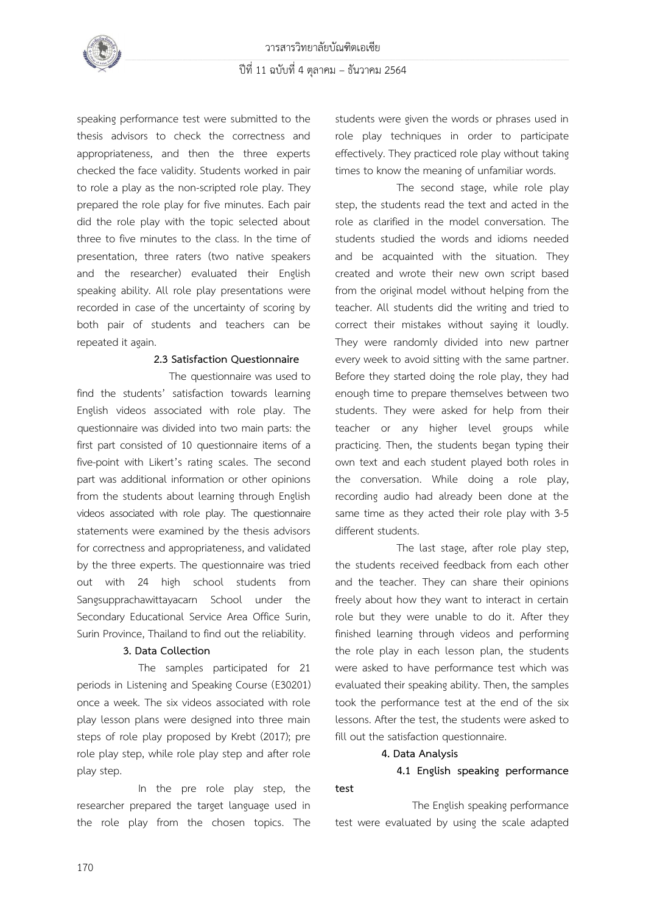speaking performance test were submitted to the thesis advisors to check the correctness and appropriateness, and then the three experts checked the face validity. Students worked in pair to role a play as the non-scripted role play. They prepared the role play for five minutes. Each pair did the role play with the topic selected about three to five minutes to the class. In the time of presentation, three raters (two native speakers and the researcher) evaluated their English speaking ability. All role play presentations were recorded in case of the uncertainty of scoring by both pair of students and teachers can be repeated it again.

**2.3 Satisfaction Questionnaire**

The questionnaire was used to find the students' satisfaction towards learning English videos associated with role play. The questionnaire was divided into two main parts: the first part consisted of 10 questionnaire items of a five-point with Likert's rating scales. The second part was additional information or other opinions from the students about learning through English videos associated with role play. The questionnaire statements were examined by the thesis advisors for correctness and appropriateness, and validated by the three experts. The questionnaire was tried out with 24 high school students from Sangsupprachawittayacarn School under the Secondary Educational Service Area Office Surin, Surin Province, Thailand to find out the reliability.

**3. Data Collection**

The samples participated for 21 periods in Listening and Speaking Course (E30201) once a week. The six videos associated with role play lesson plans were designed into three main steps of role play proposed by Krebt (2017); pre role play step, while role play step and after role play step.

In the pre role play step, the researcher prepared the target language used in the role play from the chosen topics. The students were given the words or phrases used in role play techniques in order to participate effectively. They practiced role play without taking times to know the meaning of unfamiliar words.

The second stage, while role play step, the students read the text and acted in the role as clarified in the model conversation. The students studied the words and idioms needed and be acquainted with the situation. They created and wrote their new own script based from the original model without helping from the teacher. All students did the writing and tried to correct their mistakes without saying it loudly. They were randomly divided into new partner every week to avoid sitting with the same partner. Before they started doing the role play, they had enough time to prepare themselves between two students. They were asked for help from their teacher or any higher level groups while practicing. Then, the students began typing their own text and each student played both roles in the conversation. While doing a role play, recording audio had already been done at the same time as they acted their role play with 3-5 different students.

The last stage, after role play step, the students received feedback from each other and the teacher. They can share their opinions freely about how they want to interact in certain role but they were unable to do it. After they finished learning through videos and performing the role play in each lesson plan, the students were asked to have performance test which was evaluated their speaking ability. Then, the samples took the performance test at the end of the six lessons. After the test, the students were asked to fill out the satisfaction questionnaire.

**4. Data Analysis**

**4.1 English speaking performance test**

The English speaking performance test were evaluated by using the scale adapted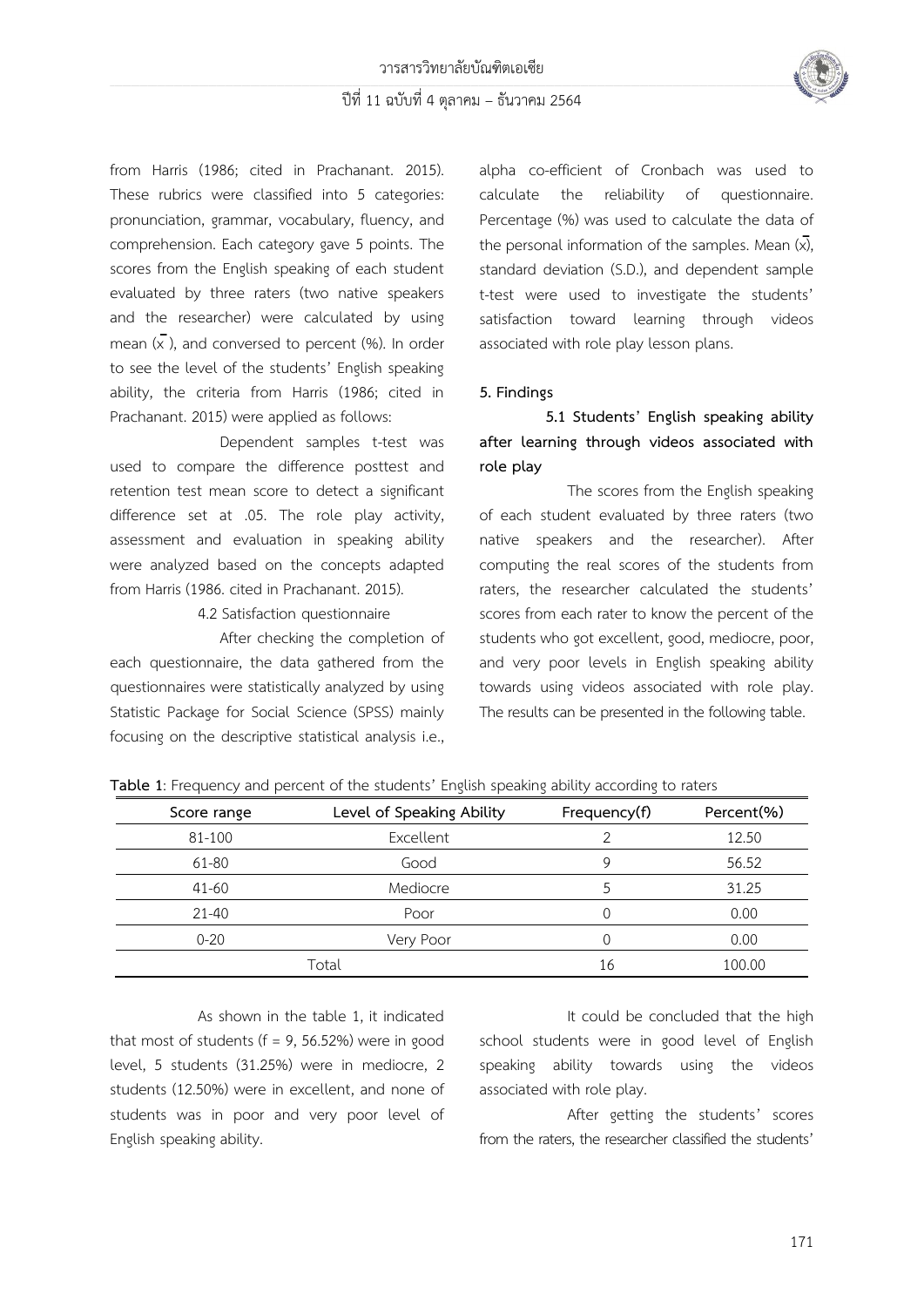from Harris (1986; cited in Prachanant. 2015). These rubrics were classified into 5 categories: pronunciation, grammar, vocabulary, fluency, and comprehension. Each category gave 5 points. The scores from the English speaking of each student evaluated by three raters (two native speakers and the researcher) were calculated by using mean ($\bar{x}$), and conversed to percent (%). In order to see the level of the students' English speaking ability, the criteria from Harris (1986; cited in Prachanant. 2015) were applied as follows:

Dependent samples t-test was used to compare the difference posttest and retention test mean score to detect a significant difference set at .05. The role play activity, assessment and evaluation in speaking ability were analyzed based on the concepts adapted from Harris (1986. cited in Prachanant. 2015).

4.2 Satisfaction questionnaire

After checking the completion of each questionnaire, the data gathered from the questionnaires were statistically analyzed by using Statistic Package for Social Science (SPSS) mainly focusing on the descriptive statistical analysis i.e., alpha co-efficient of Cronbach was used to calculate the reliability of questionnaire. Percentage (%) was used to calculate the data of the personal information of the samples. Mean ($\bar{x}$), standard deviation (S.D.), and dependent sample t-test were used to investigate the students' satisfaction toward learning through videos associated with role play lesson plans.

**5. Findings**

**5.1 Students' English speaking ability after learning through videos associated with role play**

The scores from the English speaking of each student evaluated by three raters (two native speakers and the researcher). After computing the real scores of the students from raters, the researcher calculated the students' scores from each rater to know the percent of the students who got excellent, good, mediocre, poor, and very poor levels in English speaking ability towards using videos associated with role play. The results can be presented in the following table.

**Table 1**: Frequency and percent of the students' English speaking ability according to raters

| Score range | Level of Speaking Ability | Frequency(f) | Percent(%) |
|---|---|---|---|
| 81-100 | Excellent | 2 | 12.50 |
| 61-80 | Good | 9 | 56.52 |
| 41-60 | Mediocre | 5 | 31.25 |
| 21-40 | Poor | 0 | 0.00 |
| 0-20 | Very Poor | 0 | 0.00 |
| Total | | 16 | 100.00 |

As shown in the table 1, it indicated that most of students (f = 9, 56.52%) were in good level, 5 students (31.25%) were in mediocre, 2 students (12.50%) were in excellent, and none of students was in poor and very poor level of English speaking ability.

It could be concluded that the high school students were in good level of English speaking ability towards using the videos associated with role play.

After getting the students' scores from the raters, the researcher classified the students'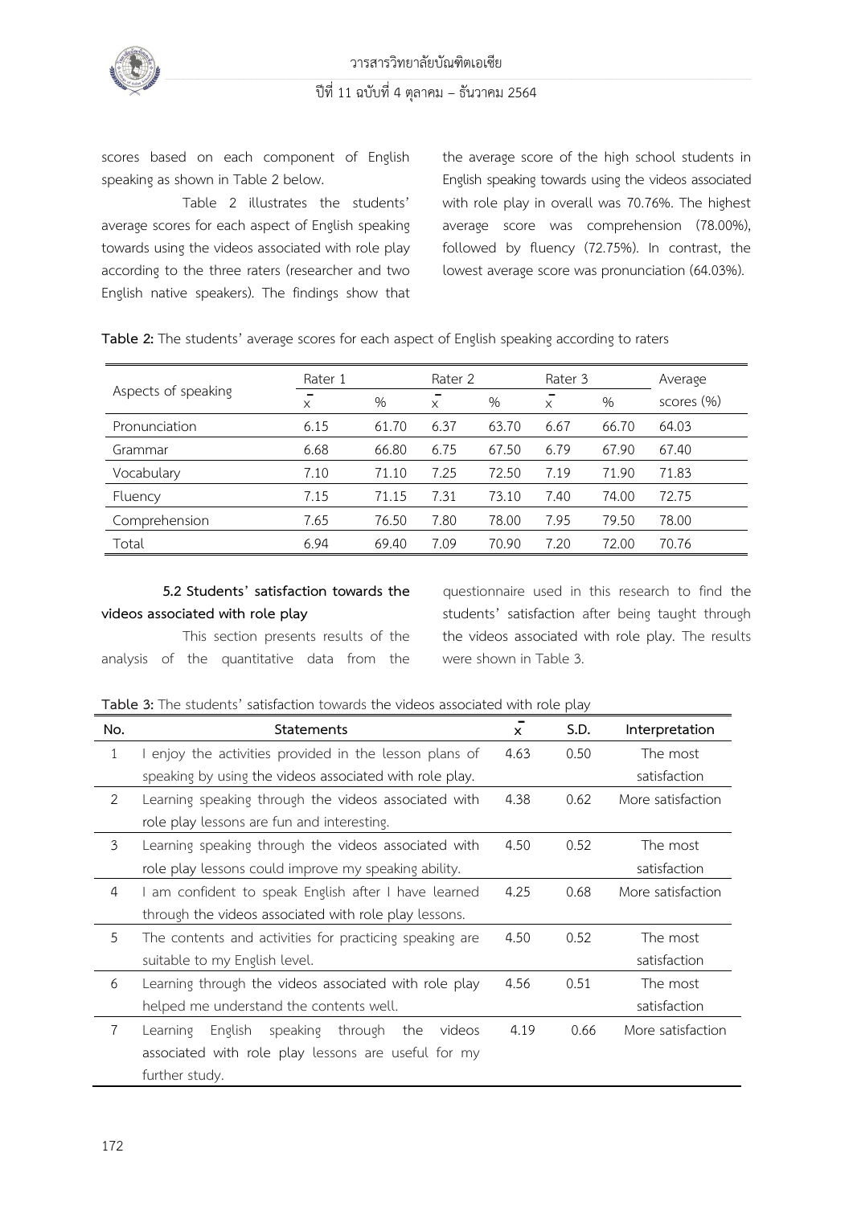scores based on each component of English speaking as shown in Table 2 below.

Table 2 illustrates the students' average scores for each aspect of English speaking towards using the videos associated with role play according to the three raters (researcher and two English native speakers). The findings show that the average score of the high school students in English speaking towards using the videos associated with role play in overall was 70.76%. The highest average score was comprehension (78.00%), followed by fluency (72.75%). In contrast, the lowest average score was pronunciation (64.03%).

**Table 2:** The students' average scores for each aspect of English speaking according to raters

| Aspects of speaking | Rater 1 | | Rater 2 | | Rater 3 | | Average scores (%) |
|---|---|---|---|---|---|---|---|
| | $\bar{x}$ | % | $\bar{x}$ | % | $\bar{x}$ | % | |
| Pronunciation | 6.15 | 61.70 | 6.37 | 63.70 | 6.67 | 66.70 | 64.03 |
| Grammar | 6.68 | 66.80 | 6.75 | 67.50 | 6.79 | 67.90 | 67.40 |
| Vocabulary | 7.10 | 71.10 | 7.25 | 72.50 | 7.19 | 71.90 | 71.83 |
| Fluency | 7.15 | 71.15 | 7.31 | 73.10 | 7.40 | 74.00 | 72.75 |
| Comprehension | 7.65 | 76.50 | 7.80 | 78.00 | 7.95 | 79.50 | 78.00 |
| Total | 6.94 | 69.40 | 7.09 | 70.90 | 7.20 | 72.00 | 70.76 |

**5.2 Students' satisfaction towards the videos associated with role play**

This section presents results of the analysis of the quantitative data from the questionnaire used in this research to find the students' satisfaction after being taught through the videos associated with role play. The results were shown in Table 3.

**Table 3:** The students' satisfaction towards the videos associated with role play

| No. | Statements | $\bar{x}$ | S.D. | Interpretation |
|---|---|---|---|---|
| 1 | I enjoy the activities provided in the lesson plans of speaking by using the videos associated with role play. | 4.63 | 0.50 | The most satisfaction |
| 2 | Learning speaking through the videos associated with role play lessons are fun and interesting. | 4.38 | 0.62 | More satisfaction |
| 3 | Learning speaking through the videos associated with role play lessons could improve my speaking ability. | 4.50 | 0.52 | The most satisfaction |
| 4 | I am confident to speak English after I have learned through the videos associated with role play lessons. | 4.25 | 0.68 | More satisfaction |
| 5 | The contents and activities for practicing speaking are suitable to my English level. | 4.50 | 0.52 | The most satisfaction |
| 6 | Learning through the videos associated with role play helped me understand the contents well. | 4.56 | 0.51 | The most satisfaction |
| 7 | Learning English speaking through the videos associated with role play lessons are useful for my further study. | 4.19 | 0.66 | More satisfaction |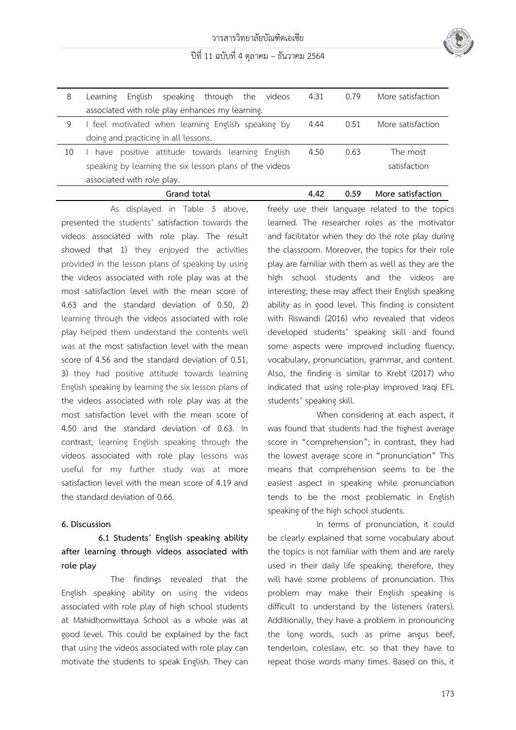| 8 | Learning English speaking through the videos associated with role play enhances my learning. | 4.31 | 0.79 | More satisfaction |
|---|---|---|---|---|
| 9 | I feel motivated when learning English speaking by doing and practicing in all lessons. | 4.44 | 0.51 | More satisfaction |
| 10 | I have positive attitude towards learning English speaking by learning the six lesson plans of the videos associated with role play. | 4.50 | 0.63 | The most satisfaction |
| | **Grand total** | **4.42** | **0.59** | **More satisfaction** |

As displayed in Table 3 above, presented the students' satisfaction towards the videos associated with role play. The result showed that 1) they enjoyed the activities provided in the lesson plans of speaking by using the videos associated with role play was at the most satisfaction level with the mean score of 4.63 and the standard deviation of 0.50, 2) learning through the videos associated with role play helped them understand the contents well was at the most satisfaction level with the mean score of 4.56 and the standard deviation of 0.51, 3) they had positive attitude towards learning English speaking by learning the six lesson plans of the videos associated with role play was at the most satisfaction level with the mean score of 4.50 and the standard deviation of 0.63. In contrast, learning English speaking through the videos associated with role play lessons was useful for my further study was at more satisfaction level with the mean score of 4.19 and the standard deviation of 0.66.

## 6. Discussion

### 6.1 Students' English speaking ability after learning through videos associated with role play

The findings revealed that the English speaking ability on using the videos associated with role play of high school students at Mahidhornwittaya School as a whole was at good level. This could be explained by the fact that using the videos associated with role play can motivate the students to speak English. They can freely use their language related to the topics learned. The researcher roles as the motivator and facilitator when they do the role play during the classroom. Moreover, the topics for their role play are familiar with them as well as they are the high school students and the videos are interesting; these may affect their English speaking ability as in good level. This finding is consistent with Riswandi (2016) who revealed that videos developed students' speaking skill and found some aspects were improved including fluency, vocabulary, pronunciation, grammar, and content. Also, the finding is similar to Krebt (2017) who indicated that using role-play improved Iraqi EFL students' speaking skill.

When considering at each aspect, it was found that students had the highest average score in "comprehension"; in contrast, they had the lowest average score in "pronunciation" This means that comprehension seems to be the easiest aspect in speaking while pronunciation tends to be the most problematic in English speaking of the high school students.

In terms of pronunciation, it could be clearly explained that some vocabulary about the topics is not familiar with them and are rarely used in their daily life speaking; therefore, they will have some problems of pronunciation. This problem may make their English speaking is difficult to understand by the listeners (raters). Additionally, they have a problem in pronouncing the long words, such as prime angus beef, tenderloin, coleslaw, etc. so that they have to repeat those words many times. Based on this, it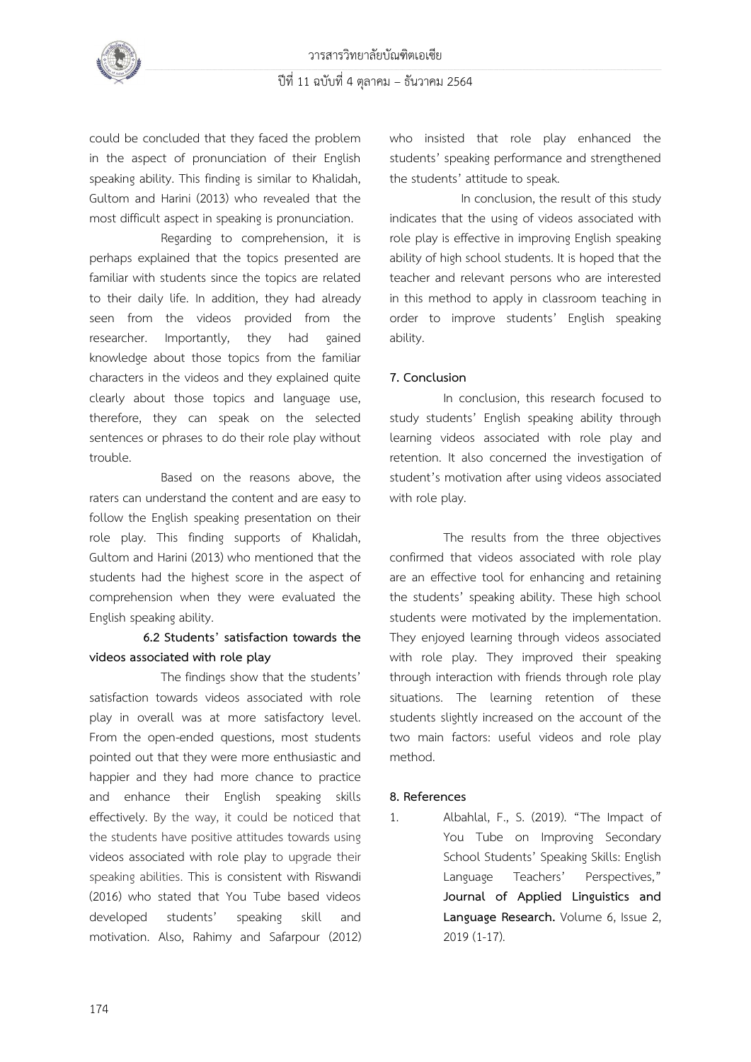could be concluded that they faced the problem in the aspect of pronunciation of their English speaking ability. This finding is similar to Khalidah, Gultom and Harini (2013) who revealed that the most difficult aspect in speaking is pronunciation.

Regarding to comprehension, it is perhaps explained that the topics presented are familiar with students since the topics are related to their daily life. In addition, they had already seen from the videos provided from the researcher. Importantly, they had gained knowledge about those topics from the familiar characters in the videos and they explained quite clearly about those topics and language use, therefore, they can speak on the selected sentences or phrases to do their role play without trouble.

Based on the reasons above, the raters can understand the content and are easy to follow the English speaking presentation on their role play. This finding supports of Khalidah, Gultom and Harini (2013) who mentioned that the students had the highest score in the aspect of comprehension when they were evaluated the English speaking ability.

### 6.2 Students' satisfaction towards the videos associated with role play

The findings show that the students' satisfaction towards videos associated with role play in overall was at more satisfactory level. From the open-ended questions, most students pointed out that they were more enthusiastic and happier and they had more chance to practice and enhance their English speaking skills effectively. By the way, it could be noticed that the students have positive attitudes towards using videos associated with role play to upgrade their speaking abilities. This is consistent with Riswandi (2016) who stated that You Tube based videos developed students' speaking skill and motivation. Also, Rahimy and Safarpour (2012) who insisted that role play enhanced the students' speaking performance and strengthened the students' attitude to speak.

In conclusion, the result of this study indicates that the using of videos associated with role play is effective in improving English speaking ability of high school students. It is hoped that the teacher and relevant persons who are interested in this method to apply in classroom teaching in order to improve students' English speaking ability.

## 7. Conclusion

In conclusion, this research focused to study students' English speaking ability through learning videos associated with role play and retention. It also concerned the investigation of student's motivation after using videos associated with role play.

The results from the three objectives confirmed that videos associated with role play are an effective tool for enhancing and retaining the students' speaking ability. These high school students were motivated by the implementation. They enjoyed learning through videos associated with role play. They improved their speaking through interaction with friends through role play situations. The learning retention of these students slightly increased on the account of the two main factors: useful videos and role play method.

## 8. References

1. Albahlal, F., S. (2019). "The Impact of You Tube on Improving Secondary School Students' Speaking Skills: English Language Teachers' Perspectives," **Journal of Applied Linguistics and Language Research.** Volume 6, Issue 2, 2019 (1-17).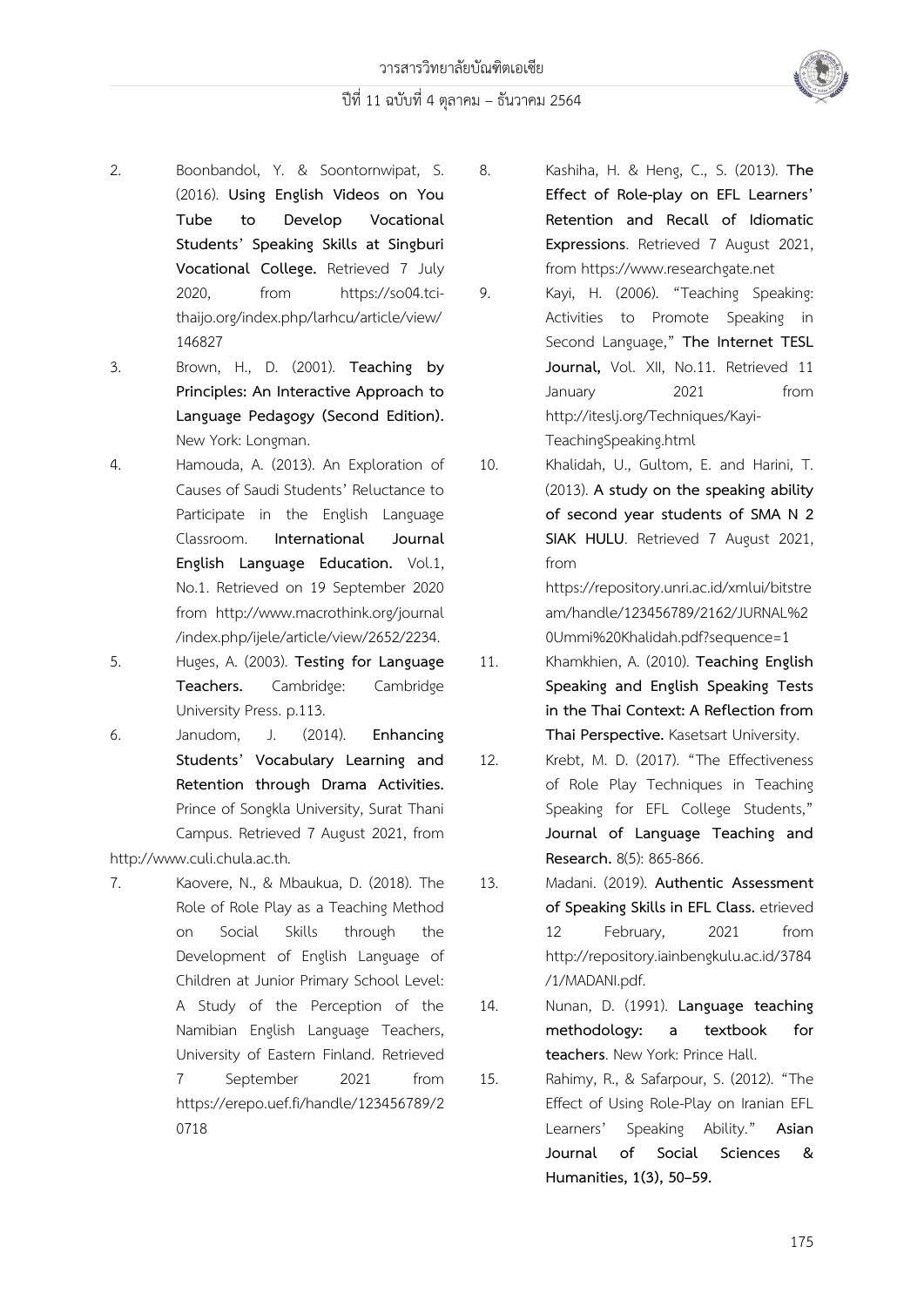2. Boonbandol, Y. & Soontornwipat, S. (2016). **Using English Videos on You Tube to Develop Vocational Students' Speaking Skills at Singburi Vocational College.** Retrieved 7 July 2020, from https://so04.tci-thaijo.org/index.php/larhcu/article/view/146827

3. Brown, H., D. (2001). **Teaching by Principles: An Interactive Approach to Language Pedagogy (Second Edition).** New York: Longman.

4. Hamouda, A. (2013). An Exploration of Causes of Saudi Students' Reluctance to Participate in the English Language Classroom. **International Journal English Language Education.** Vol.1, No.1. Retrieved on 19 September 2020 from http://www.macrothink.org/journal/index.php/ijele/article/view/2652/2234.

5. Huges, A. (2003). **Testing for Language Teachers.** Cambridge: Cambridge University Press. p.113.

6. Janudom, J. (2014). **Enhancing Students' Vocabulary Learning and Retention through Drama Activities.** Prince of Songkla University, Surat Thani Campus. Retrieved 7 August 2021, from http://www.culi.chula.ac.th.

7. Kaovere, N., & Mbaukua, D. (2018). The Role of Role Play as a Teaching Method on Social Skills through the Development of English Language of Children at Junior Primary School Level: A Study of the Perception of the Namibian English Language Teachers, University of Eastern Finland. Retrieved 7 September 2021 from https://erepo.uef.fi/handle/123456789/20718

8. Kashiha, H. & Heng, C., S. (2013). **The Effect of Role-play on EFL Learners' Retention and Recall of Idiomatic Expressions**. Retrieved 7 August 2021, from https://www.researchgate.net

9. Kayi, H. (2006). "Teaching Speaking: Activities to Promote Speaking in Second Language," **The Internet TESL Journal,** Vol. XII, No.11. Retrieved 11 January 2021 from http://iteslj.org/Techniques/Kayi-TeachingSpeaking.html

10. Khalidah, U., Gultom, E. and Harini, T. (2013). **A study on the speaking ability of second year students of SMA N 2 SIAK HULU**. Retrieved 7 August 2021, from https://repository.unri.ac.id/xmlui/bitstream/handle/123456789/2162/JURNAL%20Ummi%20Khalidah.pdf?sequence=1

11. Khamkhien, A. (2010). **Teaching English Speaking and English Speaking Tests in the Thai Context: A Reflection from Thai Perspective.** Kasetsart University.

12. Krebt, M. D. (2017). "The Effectiveness of Role Play Techniques in Teaching Speaking for EFL College Students," **Journal of Language Teaching and Research.** 8(5): 865-866.

13. Madani. (2019). **Authentic Assessment of Speaking Skills in EFL Class.** etrieved 12 February, 2021 from http://repository.iainbengkulu.ac.id/3784/1/MADANI.pdf.

14. Nunan, D. (1991). **Language teaching methodology: a textbook for teachers**. New York: Prince Hall.

15. Rahimy, R., & Safarpour, S. (2012). "The Effect of Using Role-Play on Iranian EFL Learners' Speaking Ability." **Asian Journal of Social Sciences & Humanities, 1(3), 50–59.**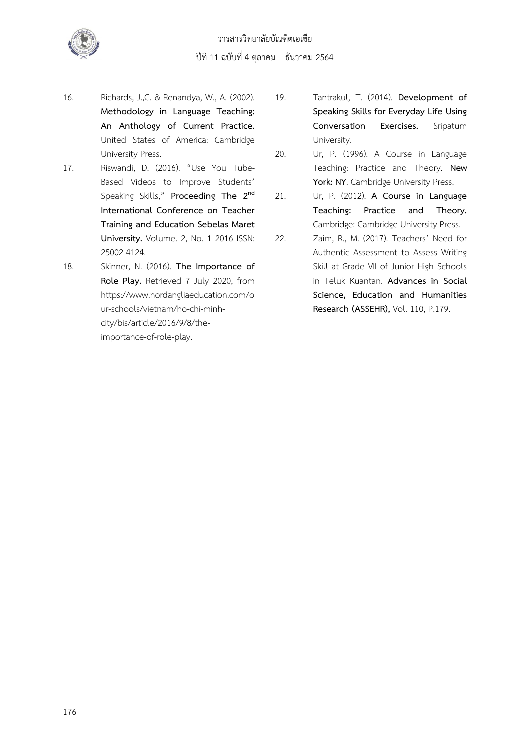16. Richards, J.,C. & Renandya, W., A. (2002). **Methodology in Language Teaching: An Anthology of Current Practice.** United States of America: Cambridge University Press.
17. Riswandi, D. (2016). "Use You Tube-Based Videos to Improve Students' Speaking Skills," **Proceeding The 2nd International Conference on Teacher Training and Education Sebelas Maret University.** Volume. 2, No. 1 2016 ISSN: 25002-4124.
18. Skinner, N. (2016). **The Importance of Role Play.** Retrieved 7 July 2020, from https://www.nordangliaeducation.com/our-schools/vietnam/ho-chi-minh-city/bis/article/2016/9/8/the-importance-of-role-play.
19. Tantrakul, T. (2014). **Development of Speaking Skills for Everyday Life Using Conversation Exercises.** Sripatum University.
20. Ur, P. (1996). A Course in Language Teaching: Practice and Theory. **New York: NY**. Cambridge University Press.
21. Ur, P. (2012). **A Course in Language Teaching: Practice and Theory.** Cambridge: Cambridge University Press.
22. Zaim, R., M. (2017). Teachers' Need for Authentic Assessment to Assess Writing Skill at Grade VII of Junior High Schools in Teluk Kuantan. **Advances in Social Science, Education and Humanities Research (ASSEHR),** Vol. 110, P.179.